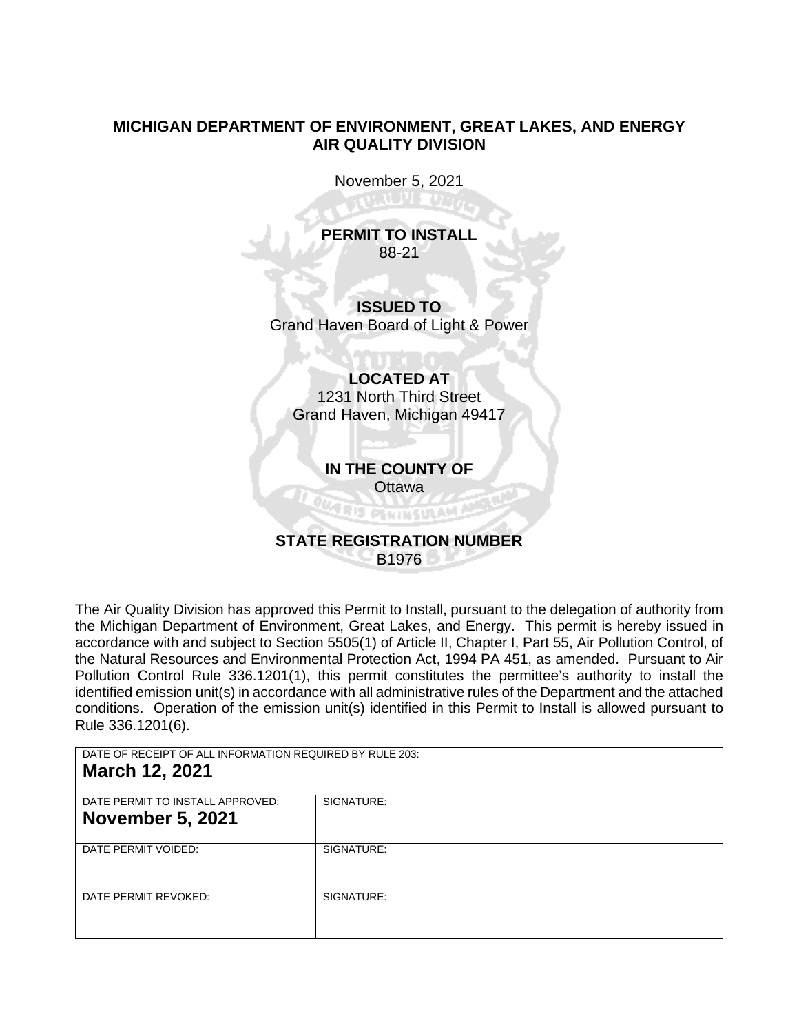**MICHIGAN DEPARTMENT OF ENVIRONMENT, GREAT LAKES, AND ENERGY**
**AIR QUALITY DIVISION**

November 5, 2021

**PERMIT TO INSTALL**
88-21

**ISSUED TO**
Grand Haven Board of Light & Power

**LOCATED AT**
1231 North Third Street
Grand Haven, Michigan 49417

**IN THE COUNTY OF**
Ottawa

**STATE REGISTRATION NUMBER**
B1976

The Air Quality Division has approved this Permit to Install, pursuant to the delegation of authority from the Michigan Department of Environment, Great Lakes, and Energy. This permit is hereby issued in accordance with and subject to Section 5505(1) of Article II, Chapter I, Part 55, Air Pollution Control, of the Natural Resources and Environmental Protection Act, 1994 PA 451, as amended. Pursuant to Air Pollution Control Rule 336.1201(1), this permit constitutes the permittee's authority to install the identified emission unit(s) in accordance with all administrative rules of the Department and the attached conditions. Operation of the emission unit(s) identified in this Permit to Install is allowed pursuant to Rule 336.1201(6).

| DATE OF RECEIPT OF ALL INFORMATION REQUIRED BY RULE 203: **March 12, 2021** | |
|---|---|
| DATE PERMIT TO INSTALL APPROVED: **November 5, 2021** | SIGNATURE: |
| DATE PERMIT VOIDED: | SIGNATURE: |
| DATE PERMIT REVOKED: | SIGNATURE: |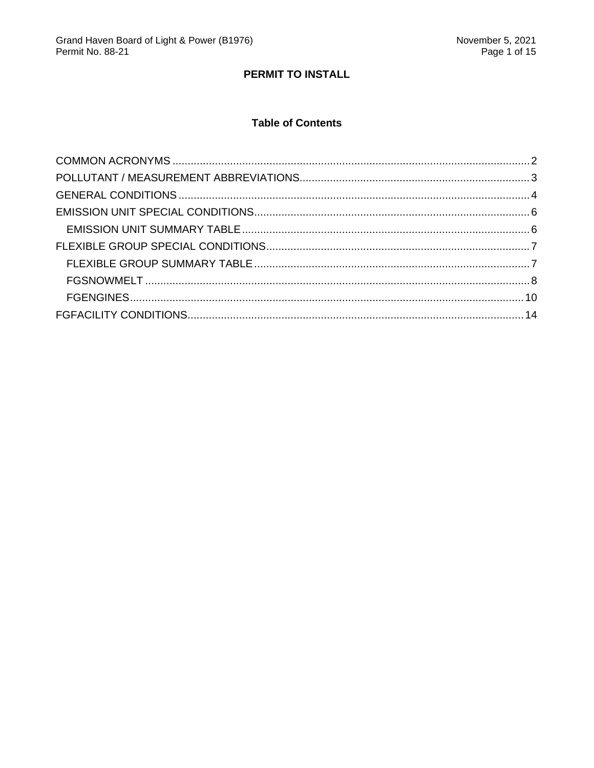# PERMIT TO INSTALL

## Table of Contents

- COMMON ACRONYMS ..... 2
- POLLUTANT / MEASUREMENT ABBREVIATIONS ..... 3
- GENERAL CONDITIONS ..... 4
- EMISSION UNIT SPECIAL CONDITIONS ..... 6
  - EMISSION UNIT SUMMARY TABLE ..... 6
- FLEXIBLE GROUP SPECIAL CONDITIONS ..... 7
  - FLEXIBLE GROUP SUMMARY TABLE ..... 7
  - FGSNOWMELT ..... 8
  - FGENGINES ..... 10
- FGFACILITY CONDITIONS ..... 14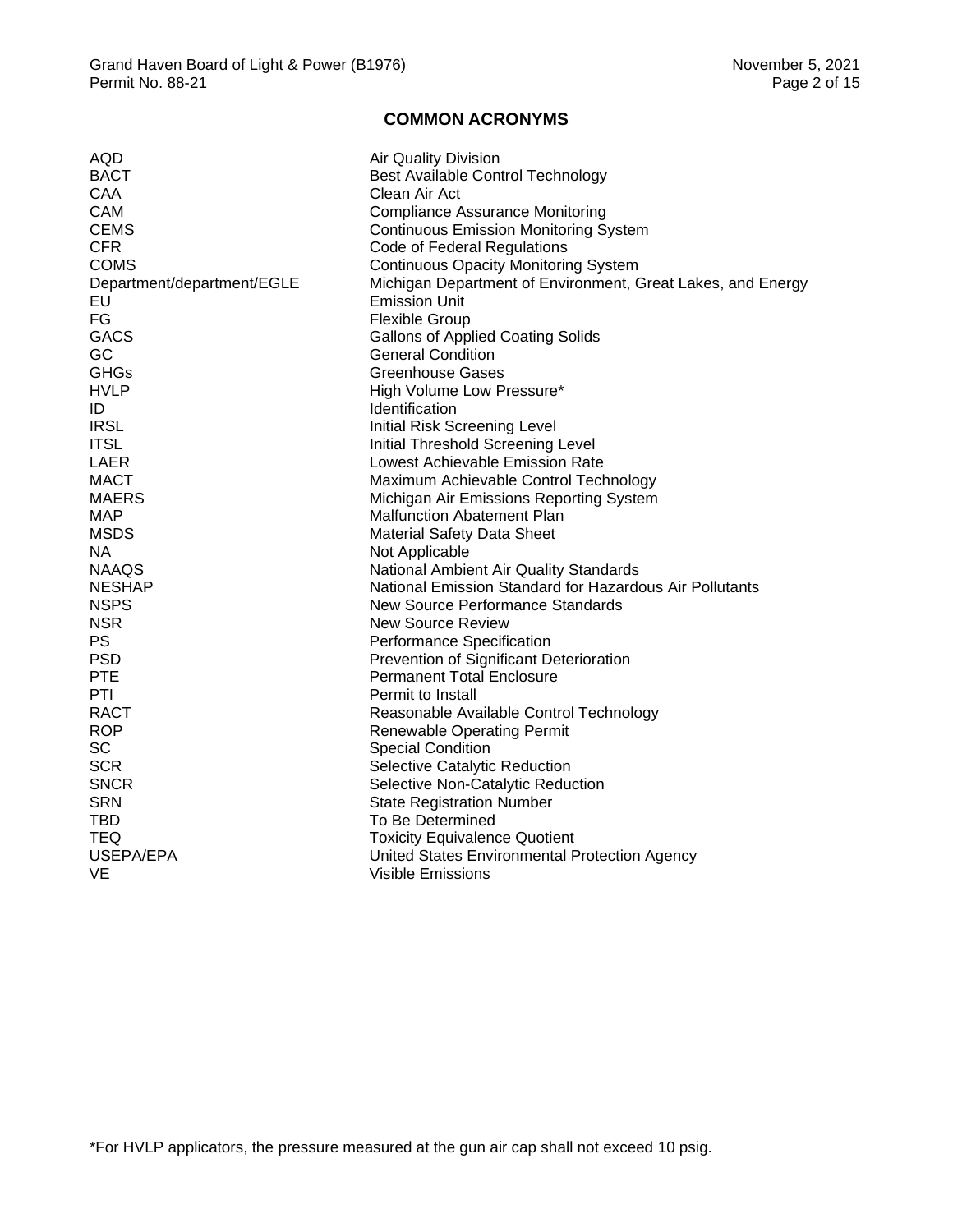## COMMON ACRONYMS

| | |
|---|---|
| AQD | Air Quality Division |
| BACT | Best Available Control Technology |
| CAA | Clean Air Act |
| CAM | Compliance Assurance Monitoring |
| CEMS | Continuous Emission Monitoring System |
| CFR | Code of Federal Regulations |
| COMS | Continuous Opacity Monitoring System |
| Department/department/EGLE | Michigan Department of Environment, Great Lakes, and Energy |
| EU | Emission Unit |
| FG | Flexible Group |
| GACS | Gallons of Applied Coating Solids |
| GC | General Condition |
| GHGs | Greenhouse Gases |
| HVLP | High Volume Low Pressure* |
| ID | Identification |
| IRSL | Initial Risk Screening Level |
| ITSL | Initial Threshold Screening Level |
| LAER | Lowest Achievable Emission Rate |
| MACT | Maximum Achievable Control Technology |
| MAERS | Michigan Air Emissions Reporting System |
| MAP | Malfunction Abatement Plan |
| MSDS | Material Safety Data Sheet |
| NA | Not Applicable |
| NAAQS | National Ambient Air Quality Standards |
| NESHAP | National Emission Standard for Hazardous Air Pollutants |
| NSPS | New Source Performance Standards |
| NSR | New Source Review |
| PS | Performance Specification |
| PSD | Prevention of Significant Deterioration |
| PTE | Permanent Total Enclosure |
| PTI | Permit to Install |
| RACT | Reasonable Available Control Technology |
| ROP | Renewable Operating Permit |
| SC | Special Condition |
| SCR | Selective Catalytic Reduction |
| SNCR | Selective Non-Catalytic Reduction |
| SRN | State Registration Number |
| TBD | To Be Determined |
| TEQ | Toxicity Equivalence Quotient |
| USEPA/EPA | United States Environmental Protection Agency |
| VE | Visible Emissions |

*For HVLP applicators, the pressure measured at the gun air cap shall not exceed 10 psig.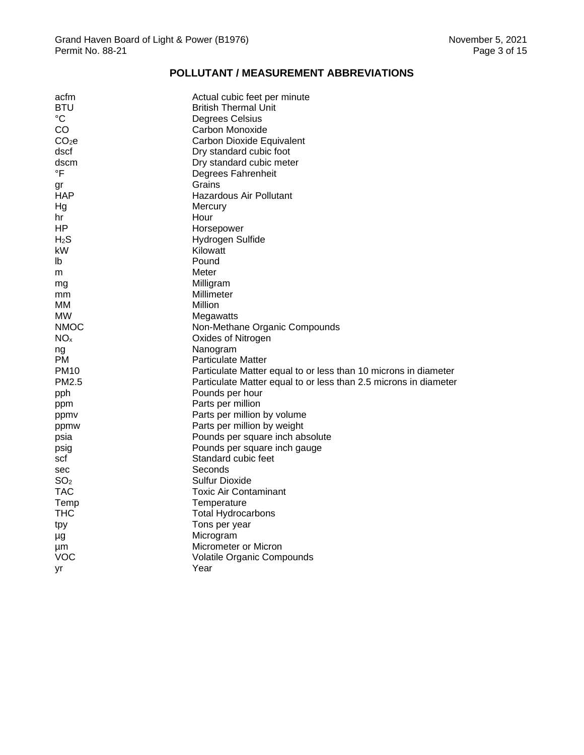## POLLUTANT / MEASUREMENT ABBREVIATIONS

| | |
|---|---|
| acfm | Actual cubic feet per minute |
| BTU | British Thermal Unit |
| °C | Degrees Celsius |
| CO | Carbon Monoxide |
| $CO_2e$ | Carbon Dioxide Equivalent |
| dscf | Dry standard cubic foot |
| dscm | Dry standard cubic meter |
| °F | Degrees Fahrenheit |
| gr | Grains |
| HAP | Hazardous Air Pollutant |
| Hg | Mercury |
| hr | Hour |
| HP | Horsepower |
| $H_2S$ | Hydrogen Sulfide |
| kW | Kilowatt |
| lb | Pound |
| m | Meter |
| mg | Milligram |
| mm | Millimeter |
| MM | Million |
| MW | Megawatts |
| NMOC | Non-Methane Organic Compounds |
| $NO_x$ | Oxides of Nitrogen |
| ng | Nanogram |
| PM | Particulate Matter |
| PM10 | Particulate Matter equal to or less than 10 microns in diameter |
| PM2.5 | Particulate Matter equal to or less than 2.5 microns in diameter |
| pph | Pounds per hour |
| ppm | Parts per million |
| ppmv | Parts per million by volume |
| ppmw | Parts per million by weight |
| psia | Pounds per square inch absolute |
| psig | Pounds per square inch gauge |
| scf | Standard cubic feet |
| sec | Seconds |
| $SO_2$ | Sulfur Dioxide |
| TAC | Toxic Air Contaminant |
| Temp | Temperature |
| THC | Total Hydrocarbons |
| tpy | Tons per year |
| µg | Microgram |
| µm | Micrometer or Micron |
| VOC | Volatile Organic Compounds |
| yr | Year |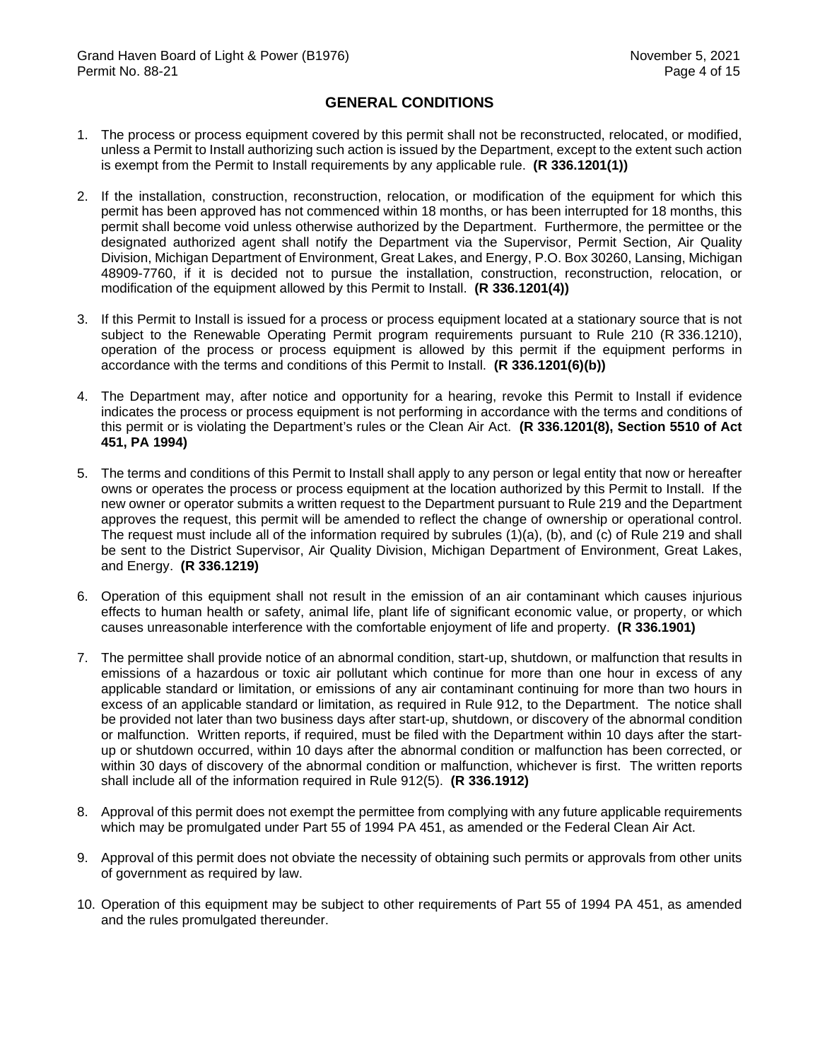## GENERAL CONDITIONS

1. The process or process equipment covered by this permit shall not be reconstructed, relocated, or modified, unless a Permit to Install authorizing such action is issued by the Department, except to the extent such action is exempt from the Permit to Install requirements by any applicable rule. **(R 336.1201(1))**

2. If the installation, construction, reconstruction, relocation, or modification of the equipment for which this permit has been approved has not commenced within 18 months, or has been interrupted for 18 months, this permit shall become void unless otherwise authorized by the Department. Furthermore, the permittee or the designated authorized agent shall notify the Department via the Supervisor, Permit Section, Air Quality Division, Michigan Department of Environment, Great Lakes, and Energy, P.O. Box 30260, Lansing, Michigan 48909-7760, if it is decided not to pursue the installation, construction, reconstruction, relocation, or modification of the equipment allowed by this Permit to Install. **(R 336.1201(4))**

3. If this Permit to Install is issued for a process or process equipment located at a stationary source that is not subject to the Renewable Operating Permit program requirements pursuant to Rule 210 (R 336.1210), operation of the process or process equipment is allowed by this permit if the equipment performs in accordance with the terms and conditions of this Permit to Install. **(R 336.1201(6)(b))**

4. The Department may, after notice and opportunity for a hearing, revoke this Permit to Install if evidence indicates the process or process equipment is not performing in accordance with the terms and conditions of this permit or is violating the Department's rules or the Clean Air Act. **(R 336.1201(8), Section 5510 of Act 451, PA 1994)**

5. The terms and conditions of this Permit to Install shall apply to any person or legal entity that now or hereafter owns or operates the process or process equipment at the location authorized by this Permit to Install. If the new owner or operator submits a written request to the Department pursuant to Rule 219 and the Department approves the request, this permit will be amended to reflect the change of ownership or operational control. The request must include all of the information required by subrules (1)(a), (b), and (c) of Rule 219 and shall be sent to the District Supervisor, Air Quality Division, Michigan Department of Environment, Great Lakes, and Energy. **(R 336.1219)**

6. Operation of this equipment shall not result in the emission of an air contaminant which causes injurious effects to human health or safety, animal life, plant life of significant economic value, or property, or which causes unreasonable interference with the comfortable enjoyment of life and property. **(R 336.1901)**

7. The permittee shall provide notice of an abnormal condition, start-up, shutdown, or malfunction that results in emissions of a hazardous or toxic air pollutant which continue for more than one hour in excess of any applicable standard or limitation, or emissions of any air contaminant continuing for more than two hours in excess of an applicable standard or limitation, as required in Rule 912, to the Department. The notice shall be provided not later than two business days after start-up, shutdown, or discovery of the abnormal condition or malfunction. Written reports, if required, must be filed with the Department within 10 days after the start-up or shutdown occurred, within 10 days after the abnormal condition or malfunction has been corrected, or within 30 days of discovery of the abnormal condition or malfunction, whichever is first. The written reports shall include all of the information required in Rule 912(5). **(R 336.1912)**

8. Approval of this permit does not exempt the permittee from complying with any future applicable requirements which may be promulgated under Part 55 of 1994 PA 451, as amended or the Federal Clean Air Act.

9. Approval of this permit does not obviate the necessity of obtaining such permits or approvals from other units of government as required by law.

10. Operation of this equipment may be subject to other requirements of Part 55 of 1994 PA 451, as amended and the rules promulgated thereunder.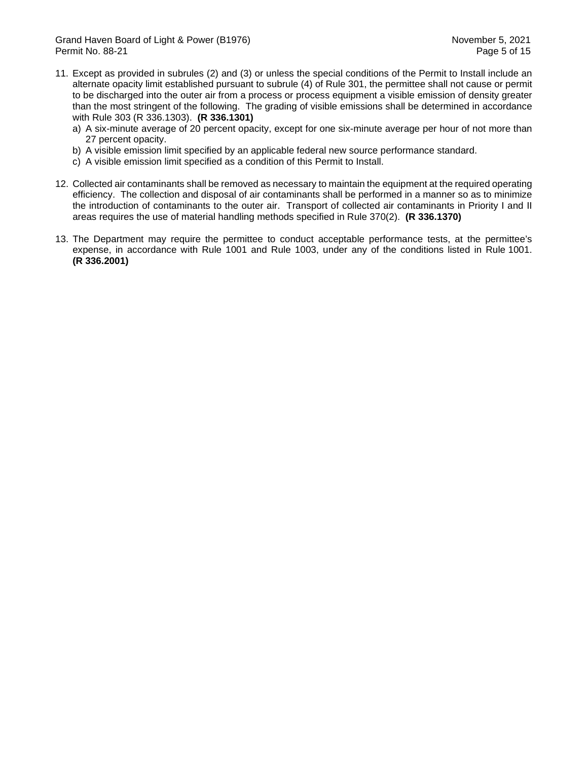11. Except as provided in subrules (2) and (3) or unless the special conditions of the Permit to Install include an alternate opacity limit established pursuant to subrule (4) of Rule 301, the permittee shall not cause or permit to be discharged into the outer air from a process or process equipment a visible emission of density greater than the most stringent of the following. The grading of visible emissions shall be determined in accordance with Rule 303 (R 336.1303). **(R 336.1301)**
    a) A six-minute average of 20 percent opacity, except for one six-minute average per hour of not more than 27 percent opacity.
    b) A visible emission limit specified by an applicable federal new source performance standard.
    c) A visible emission limit specified as a condition of this Permit to Install.

12. Collected air contaminants shall be removed as necessary to maintain the equipment at the required operating efficiency. The collection and disposal of air contaminants shall be performed in a manner so as to minimize the introduction of contaminants to the outer air. Transport of collected air contaminants in Priority I and II areas requires the use of material handling methods specified in Rule 370(2). **(R 336.1370)**

13. The Department may require the permittee to conduct acceptable performance tests, at the permittee's expense, in accordance with Rule 1001 and Rule 1003, under any of the conditions listed in Rule 1001. **(R 336.2001)**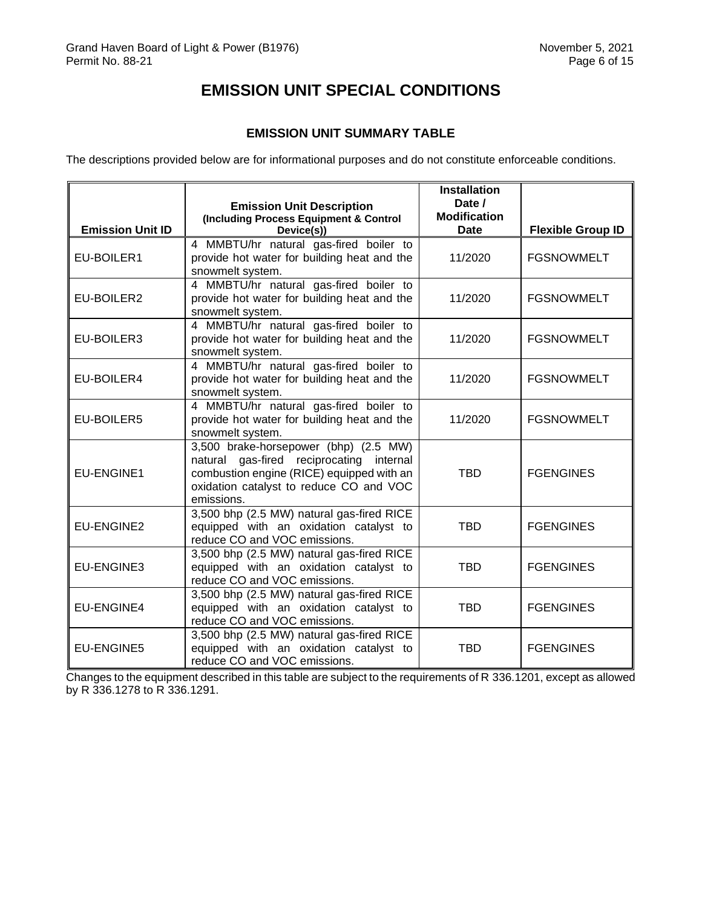# EMISSION UNIT SPECIAL CONDITIONS

## EMISSION UNIT SUMMARY TABLE

The descriptions provided below are for informational purposes and do not constitute enforceable conditions.

| Emission Unit ID | Emission Unit Description (Including Process Equipment & Control Device(s)) | Installation Date / Modification Date | Flexible Group ID |
|---|---|---|---|
| EU-BOILER1 | 4 MMBTU/hr natural gas-fired boiler to provide hot water for building heat and the snowmelt system. | 11/2020 | FGSNOWMELT |
| EU-BOILER2 | 4 MMBTU/hr natural gas-fired boiler to provide hot water for building heat and the snowmelt system. | 11/2020 | FGSNOWMELT |
| EU-BOILER3 | 4 MMBTU/hr natural gas-fired boiler to provide hot water for building heat and the snowmelt system. | 11/2020 | FGSNOWMELT |
| EU-BOILER4 | 4 MMBTU/hr natural gas-fired boiler to provide hot water for building heat and the snowmelt system. | 11/2020 | FGSNOWMELT |
| EU-BOILER5 | 4 MMBTU/hr natural gas-fired boiler to provide hot water for building heat and the snowmelt system. | 11/2020 | FGSNOWMELT |
| EU-ENGINE1 | 3,500 brake-horsepower (bhp) (2.5 MW) natural gas-fired reciprocating internal combustion engine (RICE) equipped with an oxidation catalyst to reduce CO and VOC emissions. | TBD | FGENGINES |
| EU-ENGINE2 | 3,500 bhp (2.5 MW) natural gas-fired RICE equipped with an oxidation catalyst to reduce CO and VOC emissions. | TBD | FGENGINES |
| EU-ENGINE3 | 3,500 bhp (2.5 MW) natural gas-fired RICE equipped with an oxidation catalyst to reduce CO and VOC emissions. | TBD | FGENGINES |
| EU-ENGINE4 | 3,500 bhp (2.5 MW) natural gas-fired RICE equipped with an oxidation catalyst to reduce CO and VOC emissions. | TBD | FGENGINES |
| EU-ENGINE5 | 3,500 bhp (2.5 MW) natural gas-fired RICE equipped with an oxidation catalyst to reduce CO and VOC emissions. | TBD | FGENGINES |

Changes to the equipment described in this table are subject to the requirements of R 336.1201, except as allowed by R 336.1278 to R 336.1291.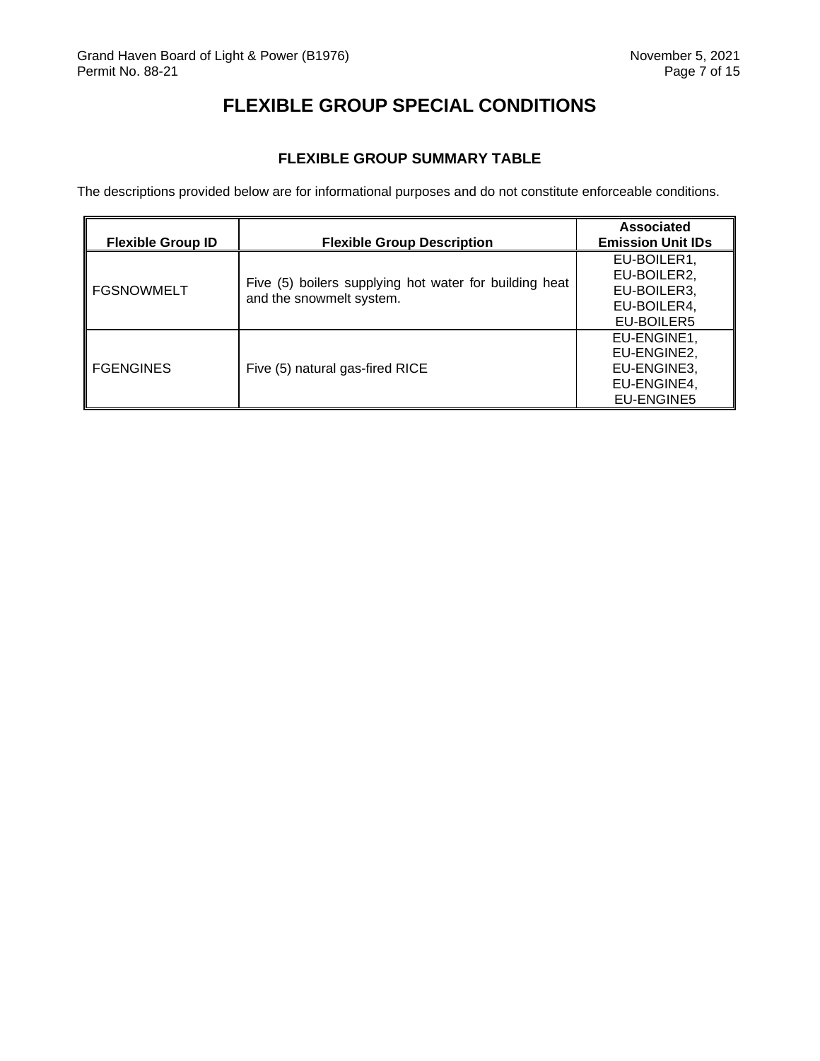# FLEXIBLE GROUP SPECIAL CONDITIONS

## FLEXIBLE GROUP SUMMARY TABLE

The descriptions provided below are for informational purposes and do not constitute enforceable conditions.

| Flexible Group ID | Flexible Group Description | Associated Emission Unit IDs |
|---|---|---|
| FGSNOWMELT | Five (5) boilers supplying hot water for building heat and the snowmelt system. | EU-BOILER1, EU-BOILER2, EU-BOILER3, EU-BOILER4, EU-BOILER5 |
| FGENGINES | Five (5) natural gas-fired RICE | EU-ENGINE1, EU-ENGINE2, EU-ENGINE3, EU-ENGINE4, EU-ENGINE5 |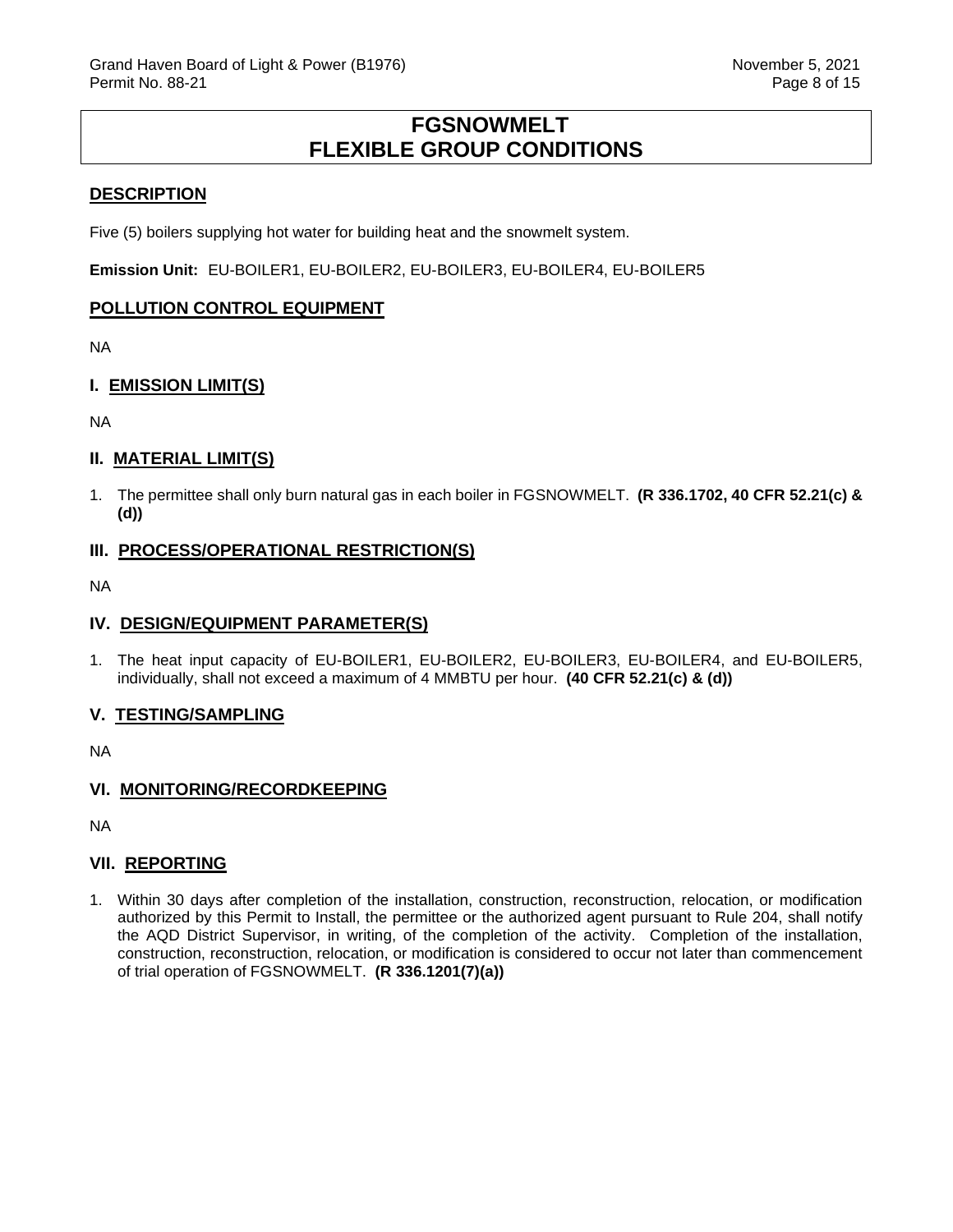# FGSNOWMELT
# FLEXIBLE GROUP CONDITIONS

## DESCRIPTION

Five (5) boilers supplying hot water for building heat and the snowmelt system.

**Emission Unit:** EU-BOILER1, EU-BOILER2, EU-BOILER3, EU-BOILER4, EU-BOILER5

## POLLUTION CONTROL EQUIPMENT

NA

## I. EMISSION LIMIT(S)

NA

## II. MATERIAL LIMIT(S)

1. The permittee shall only burn natural gas in each boiler in FGSNOWMELT. **(R 336.1702, 40 CFR 52.21(c) & (d))**

## III. PROCESS/OPERATIONAL RESTRICTION(S)

NA

## IV. DESIGN/EQUIPMENT PARAMETER(S)

1. The heat input capacity of EU-BOILER1, EU-BOILER2, EU-BOILER3, EU-BOILER4, and EU-BOILER5, individually, shall not exceed a maximum of 4 MMBTU per hour. **(40 CFR 52.21(c) & (d))**

## V. TESTING/SAMPLING

NA

## VI. MONITORING/RECORDKEEPING

NA

## VII. REPORTING

1. Within 30 days after completion of the installation, construction, reconstruction, relocation, or modification authorized by this Permit to Install, the permittee or the authorized agent pursuant to Rule 204, shall notify the AQD District Supervisor, in writing, of the completion of the activity. Completion of the installation, construction, reconstruction, relocation, or modification is considered to occur not later than commencement of trial operation of FGSNOWMELT. **(R 336.1201(7)(a))**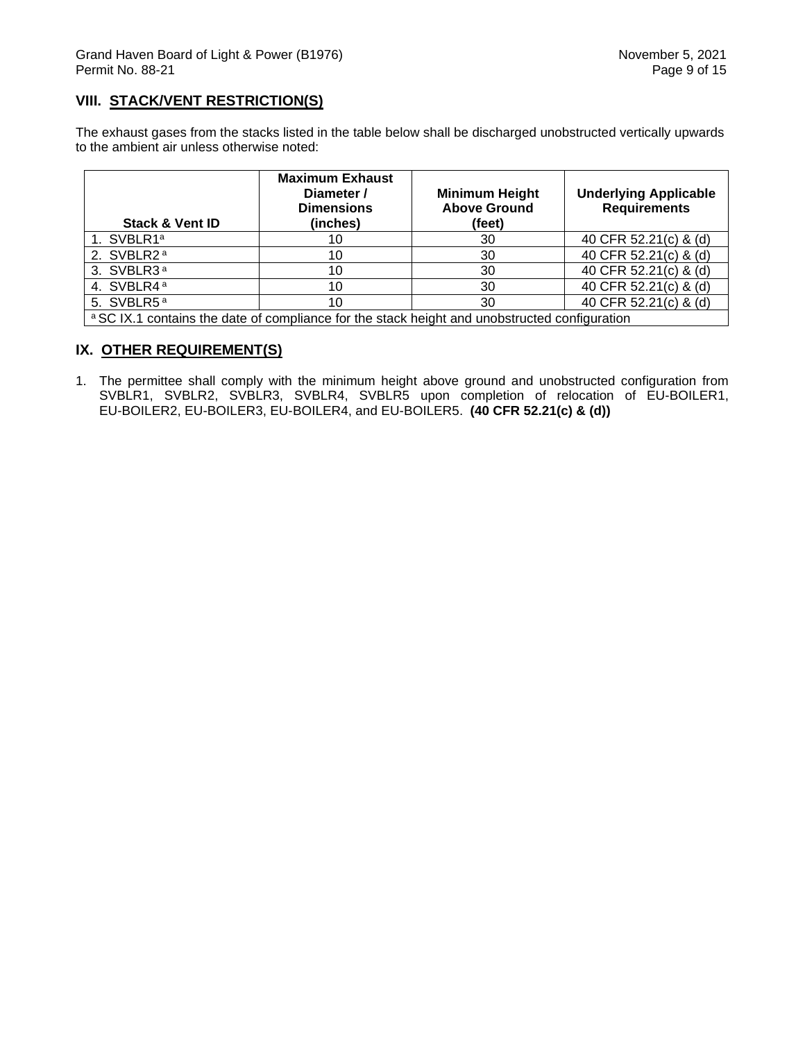## VIII. STACK/VENT RESTRICTION(S)

The exhaust gases from the stacks listed in the table below shall be discharged unobstructed vertically upwards to the ambient air unless otherwise noted:

| Stack & Vent ID | Maximum Exhaust Diameter / Dimensions (inches) | Minimum Height Above Ground (feet) | Underlying Applicable Requirements |
|---|---|---|---|
| 1. SVBLR1[a] | 10 | 30 | 40 CFR 52.21(c) & (d) |
| 2. SVBLR2[a] | 10 | 30 | 40 CFR 52.21(c) & (d) |
| 3. SVBLR3[a] | 10 | 30 | 40 CFR 52.21(c) & (d) |
| 4. SVBLR4[a] | 10 | 30 | 40 CFR 52.21(c) & (d) |
| 5. SVBLR5[a] | 10 | 30 | 40 CFR 52.21(c) & (d) |
| [a] SC IX.1 contains the date of compliance for the stack height and unobstructed configuration | | | |

## IX. OTHER REQUIREMENT(S)

1. The permittee shall comply with the minimum height above ground and unobstructed configuration from SVBLR1, SVBLR2, SVBLR3, SVBLR4, SVBLR5 upon completion of relocation of EU-BOILER1, EU-BOILER2, EU-BOILER3, EU-BOILER4, and EU-BOILER5. **(40 CFR 52.21(c) & (d))**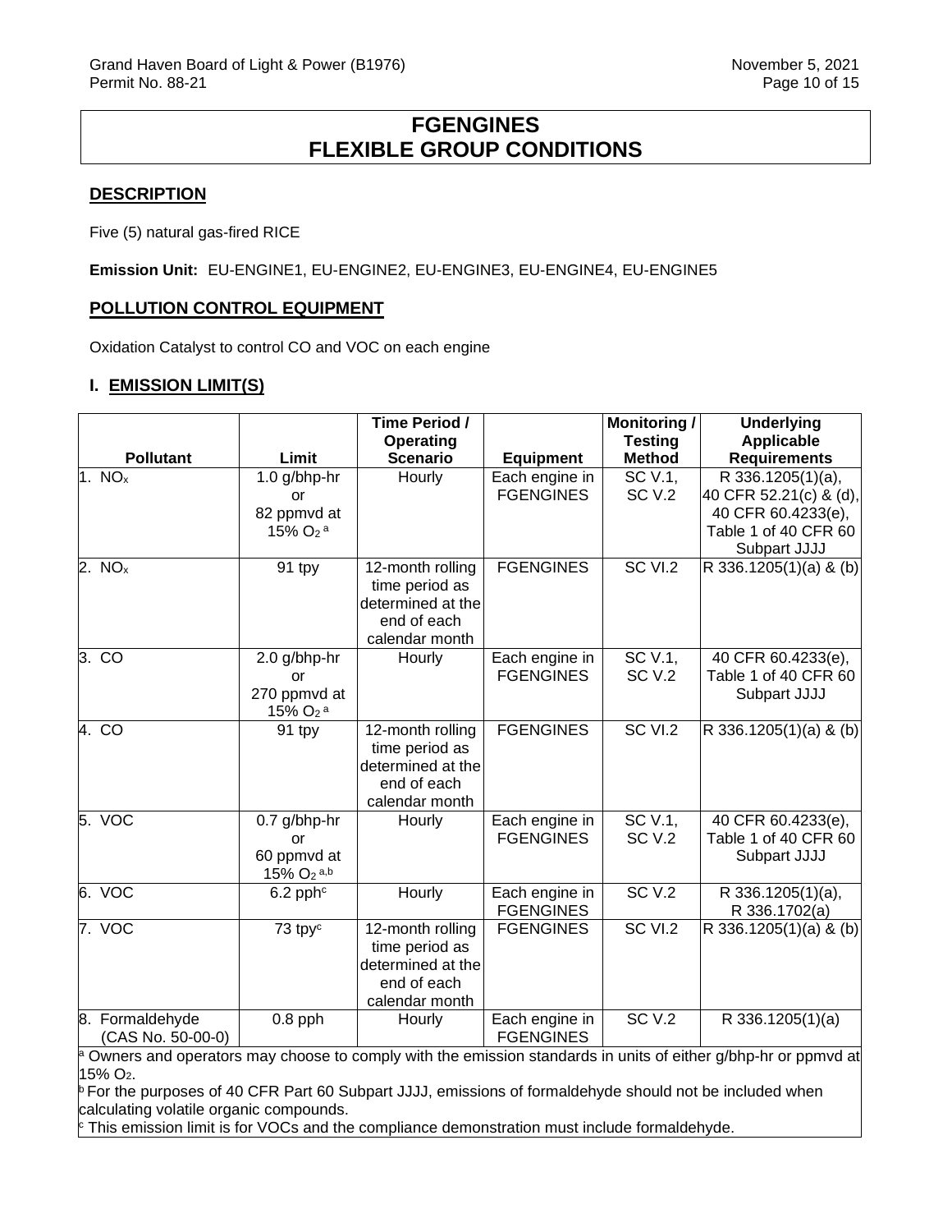# FGENGINES
# FLEXIBLE GROUP CONDITIONS

## DESCRIPTION

Five (5) natural gas-fired RICE

**Emission Unit:** EU-ENGINE1, EU-ENGINE2, EU-ENGINE3, EU-ENGINE4, EU-ENGINE5

## POLLUTION CONTROL EQUIPMENT

Oxidation Catalyst to control CO and VOC on each engine

## I. EMISSION LIMIT(S)

| Pollutant | Limit | Time Period / Operating Scenario | Equipment | Monitoring / Testing Method | Underlying Applicable Requirements |
|---|---|---|---|---|---|
| 1. $NO_x$ | 1.0 g/bhp-hr or 82 ppmvd at 15% $O_2$ [a] | Hourly | Each engine in FGENGINES | SC V.1, SC V.2 | R 336.1205(1)(a), 40 CFR 52.21(c) & (d), 40 CFR 60.4233(e), Table 1 of 40 CFR 60 Subpart JJJJ |
| 2. $NO_x$ | 91 tpy | 12-month rolling time period as determined at the end of each calendar month | FGENGINES | SC VI.2 | R 336.1205(1)(a) & (b) |
| 3. CO | 2.0 g/bhp-hr or 270 ppmvd at 15% $O_2$ [a] | Hourly | Each engine in FGENGINES | SC V.1, SC V.2 | 40 CFR 60.4233(e), Table 1 of 40 CFR 60 Subpart JJJJ |
| 4. CO | 91 tpy | 12-month rolling time period as determined at the end of each calendar month | FGENGINES | SC VI.2 | R 336.1205(1)(a) & (b) |
| 5. VOC | 0.7 g/bhp-hr or 60 ppmvd at 15% $O_2$ [a,b] | Hourly | Each engine in FGENGINES | SC V.1, SC V.2 | 40 CFR 60.4233(e), Table 1 of 40 CFR 60 Subpart JJJJ |
| 6. VOC | 6.2 pph[c] | Hourly | Each engine in FGENGINES | SC V.2 | R 336.1205(1)(a), R 336.1702(a) |
| 7. VOC | 73 tpy[c] | 12-month rolling time period as determined at the end of each calendar month | FGENGINES | SC VI.2 | R 336.1205(1)(a) & (b) |
| 8. Formaldehyde (CAS No. 50-00-0) | 0.8 pph | Hourly | Each engine in FGENGINES | SC V.2 | R 336.1205(1)(a) |

[a] Owners and operators may choose to comply with the emission standards in units of either g/bhp-hr or ppmvd at 15% $O_2$.

[b] For the purposes of 40 CFR Part 60 Subpart JJJJ, emissions of formaldehyde should not be included when calculating volatile organic compounds.

[c] This emission limit is for VOCs and the compliance demonstration must include formaldehyde.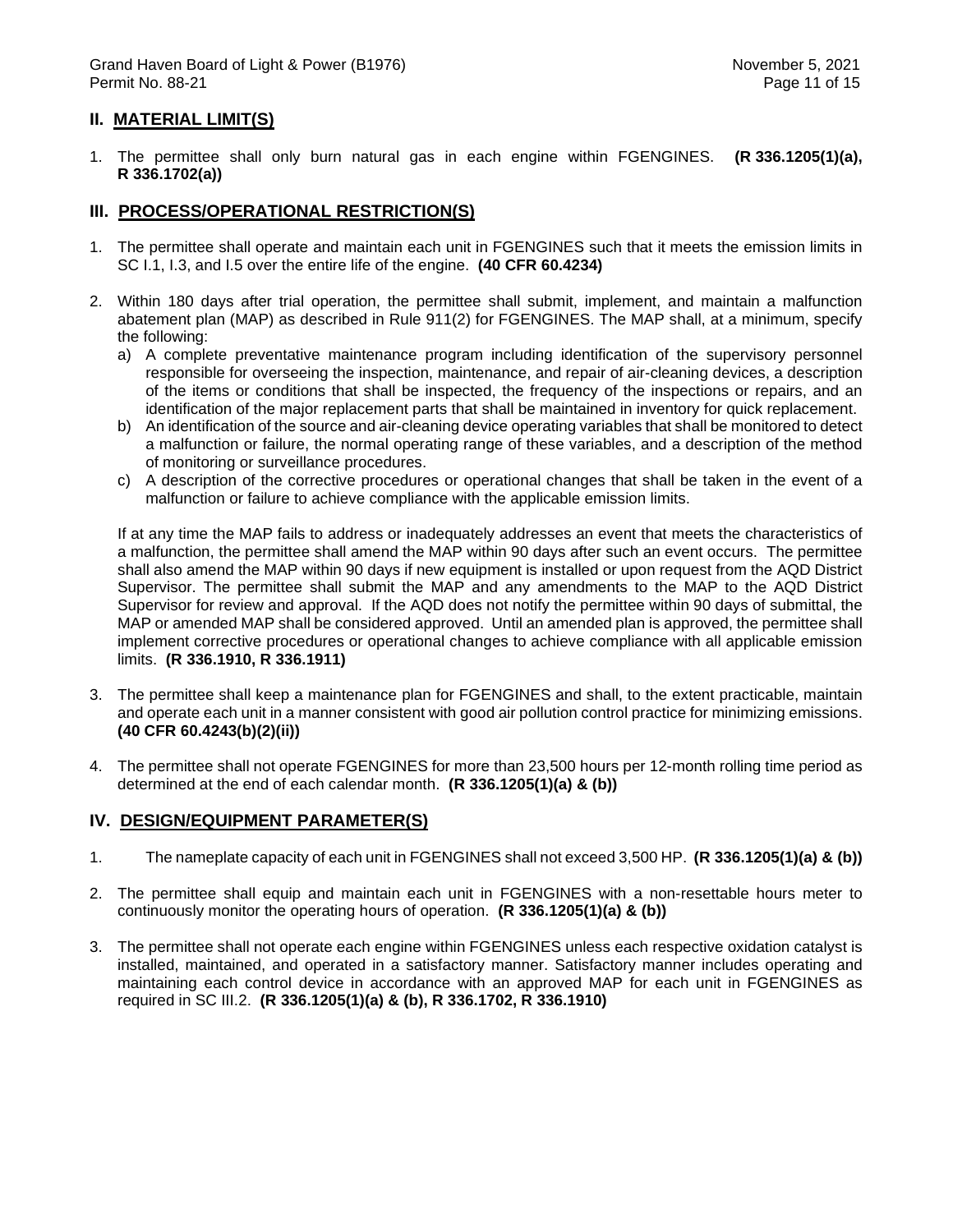## II. MATERIAL LIMIT(S)

1. The permittee shall only burn natural gas in each engine within FGENGINES. **(R 336.1205(1)(a), R 336.1702(a))**

## III. PROCESS/OPERATIONAL RESTRICTION(S)

1. The permittee shall operate and maintain each unit in FGENGINES such that it meets the emission limits in SC I.1, I.3, and I.5 over the entire life of the engine. **(40 CFR 60.4234)**

2. Within 180 days after trial operation, the permittee shall submit, implement, and maintain a malfunction abatement plan (MAP) as described in Rule 911(2) for FGENGINES. The MAP shall, at a minimum, specify the following:
   a) A complete preventative maintenance program including identification of the supervisory personnel responsible for overseeing the inspection, maintenance, and repair of air-cleaning devices, a description of the items or conditions that shall be inspected, the frequency of the inspections or repairs, and an identification of the major replacement parts that shall be maintained in inventory for quick replacement.
   b) An identification of the source and air-cleaning device operating variables that shall be monitored to detect a malfunction or failure, the normal operating range of these variables, and a description of the method of monitoring or surveillance procedures.
   c) A description of the corrective procedures or operational changes that shall be taken in the event of a malfunction or failure to achieve compliance with the applicable emission limits.

   If at any time the MAP fails to address or inadequately addresses an event that meets the characteristics of a malfunction, the permittee shall amend the MAP within 90 days after such an event occurs. The permittee shall also amend the MAP within 90 days if new equipment is installed or upon request from the AQD District Supervisor. The permittee shall submit the MAP and any amendments to the MAP to the AQD District Supervisor for review and approval. If the AQD does not notify the permittee within 90 days of submittal, the MAP or amended MAP shall be considered approved. Until an amended plan is approved, the permittee shall implement corrective procedures or operational changes to achieve compliance with all applicable emission limits. **(R 336.1910, R 336.1911)**

3. The permittee shall keep a maintenance plan for FGENGINES and shall, to the extent practicable, maintain and operate each unit in a manner consistent with good air pollution control practice for minimizing emissions. **(40 CFR 60.4243(b)(2)(ii))**

4. The permittee shall not operate FGENGINES for more than 23,500 hours per 12-month rolling time period as determined at the end of each calendar month. **(R 336.1205(1)(a) & (b))**

## IV. DESIGN/EQUIPMENT PARAMETER(S)

1. The nameplate capacity of each unit in FGENGINES shall not exceed 3,500 HP. **(R 336.1205(1)(a) & (b))**

2. The permittee shall equip and maintain each unit in FGENGINES with a non-resettable hours meter to continuously monitor the operating hours of operation. **(R 336.1205(1)(a) & (b))**

3. The permittee shall not operate each engine within FGENGINES unless each respective oxidation catalyst is installed, maintained, and operated in a satisfactory manner. Satisfactory manner includes operating and maintaining each control device in accordance with an approved MAP for each unit in FGENGINES as required in SC III.2. **(R 336.1205(1)(a) & (b), R 336.1702, R 336.1910)**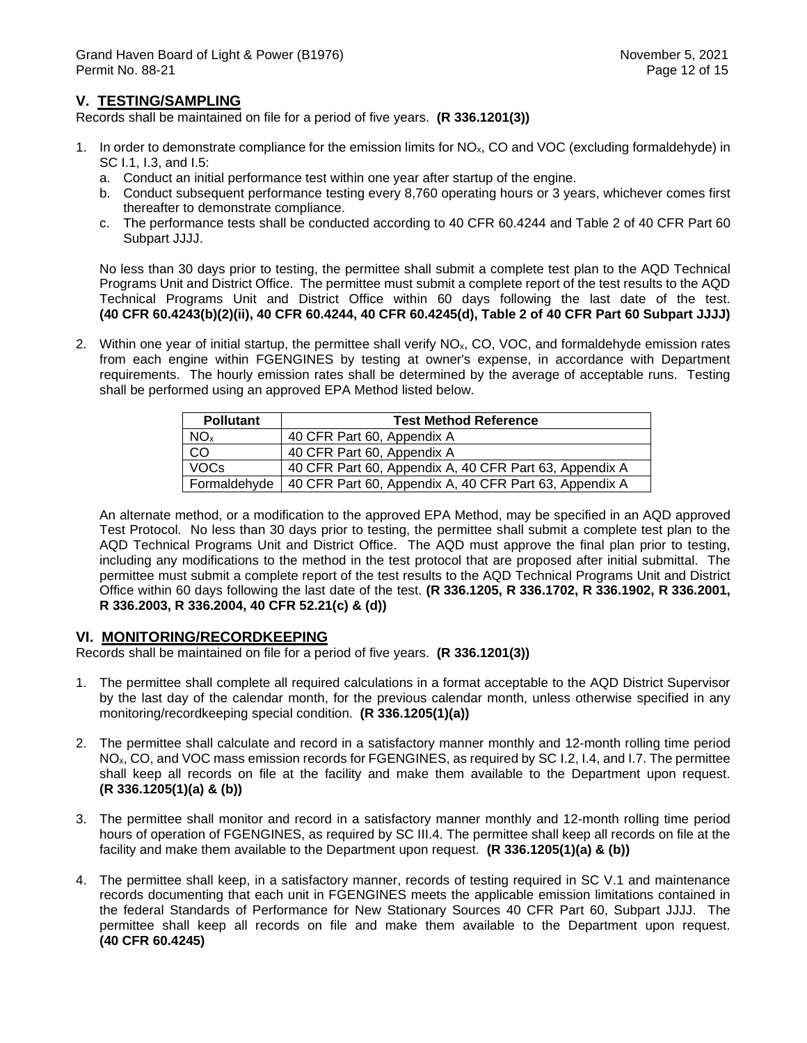## V. TESTING/SAMPLING

Records shall be maintained on file for a period of five years. **(R 336.1201(3))**

1. In order to demonstrate compliance for the emission limits for $NO_x$, CO and VOC (excluding formaldehyde) in SC I.1, I.3, and I.5:
   a. Conduct an initial performance test within one year after startup of the engine.
   b. Conduct subsequent performance testing every 8,760 operating hours or 3 years, whichever comes first thereafter to demonstrate compliance.
   c. The performance tests shall be conducted according to 40 CFR 60.4244 and Table 2 of 40 CFR Part 60 Subpart JJJJ.

   No less than 30 days prior to testing, the permittee shall submit a complete test plan to the AQD Technical Programs Unit and District Office. The permittee must submit a complete report of the test results to the AQD Technical Programs Unit and District Office within 60 days following the last date of the test. **(40 CFR 60.4243(b)(2)(ii), 40 CFR 60.4244, 40 CFR 60.4245(d), Table 2 of 40 CFR Part 60 Subpart JJJJ)**

2. Within one year of initial startup, the permittee shall verify $NO_x$, CO, VOC, and formaldehyde emission rates from each engine within FGENGINES by testing at owner's expense, in accordance with Department requirements. The hourly emission rates shall be determined by the average of acceptable runs. Testing shall be performed using an approved EPA Method listed below.

| Pollutant | Test Method Reference |
| --- | --- |
| $NO_x$ | 40 CFR Part 60, Appendix A |
| CO | 40 CFR Part 60, Appendix A |
| VOCs | 40 CFR Part 60, Appendix A, 40 CFR Part 63, Appendix A |
| Formaldehyde | 40 CFR Part 60, Appendix A, 40 CFR Part 63, Appendix A |

   An alternate method, or a modification to the approved EPA Method, may be specified in an AQD approved Test Protocol. No less than 30 days prior to testing, the permittee shall submit a complete test plan to the AQD Technical Programs Unit and District Office. The AQD must approve the final plan prior to testing, including any modifications to the method in the test protocol that are proposed after initial submittal. The permittee must submit a complete report of the test results to the AQD Technical Programs Unit and District Office within 60 days following the last date of the test. **(R 336.1205, R 336.1702, R 336.1902, R 336.2001, R 336.2003, R 336.2004, 40 CFR 52.21(c) & (d))**

## VI. MONITORING/RECORDKEEPING

Records shall be maintained on file for a period of five years. **(R 336.1201(3))**

1. The permittee shall complete all required calculations in a format acceptable to the AQD District Supervisor by the last day of the calendar month, for the previous calendar month, unless otherwise specified in any monitoring/recordkeeping special condition. **(R 336.1205(1)(a))**

2. The permittee shall calculate and record in a satisfactory manner monthly and 12-month rolling time period $NO_x$, CO, and VOC mass emission records for FGENGINES, as required by SC I.2, I.4, and I.7. The permittee shall keep all records on file at the facility and make them available to the Department upon request. **(R 336.1205(1)(a) & (b))**

3. The permittee shall monitor and record in a satisfactory manner monthly and 12-month rolling time period hours of operation of FGENGINES, as required by SC III.4. The permittee shall keep all records on file at the facility and make them available to the Department upon request. **(R 336.1205(1)(a) & (b))**

4. The permittee shall keep, in a satisfactory manner, records of testing required in SC V.1 and maintenance records documenting that each unit in FGENGINES meets the applicable emission limitations contained in the federal Standards of Performance for New Stationary Sources 40 CFR Part 60, Subpart JJJJ. The permittee shall keep all records on file and make them available to the Department upon request. **(40 CFR 60.4245)**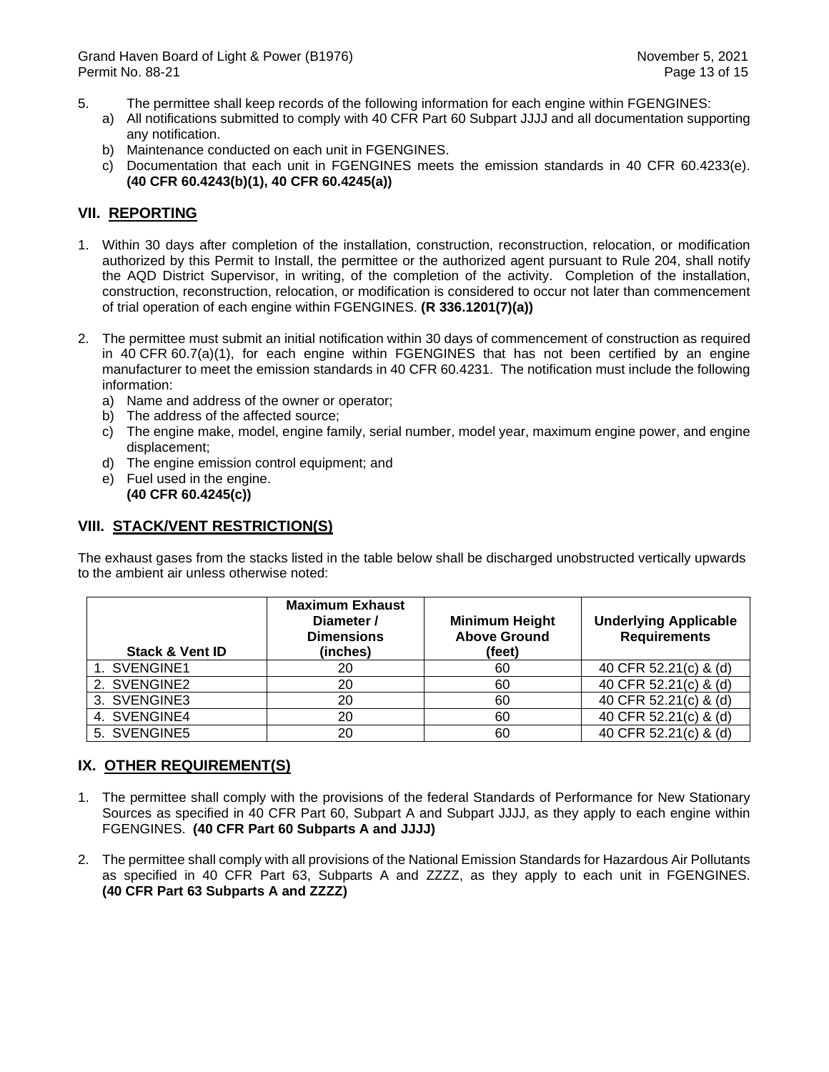5. The permittee shall keep records of the following information for each engine within FGENGINES:
   a) All notifications submitted to comply with 40 CFR Part 60 Subpart JJJJ and all documentation supporting any notification.
   b) Maintenance conducted on each unit in FGENGINES.
   c) Documentation that each unit in FGENGINES meets the emission standards in 40 CFR 60.4233(e). **(40 CFR 60.4243(b)(1), 40 CFR 60.4245(a))**

## VII. REPORTING

1. Within 30 days after completion of the installation, construction, reconstruction, relocation, or modification authorized by this Permit to Install, the permittee or the authorized agent pursuant to Rule 204, shall notify the AQD District Supervisor, in writing, of the completion of the activity. Completion of the installation, construction, reconstruction, relocation, or modification is considered to occur not later than commencement of trial operation of each engine within FGENGINES. **(R 336.1201(7)(a))**

2. The permittee must submit an initial notification within 30 days of commencement of construction as required in 40 CFR 60.7(a)(1), for each engine within FGENGINES that has not been certified by an engine manufacturer to meet the emission standards in 40 CFR 60.4231. The notification must include the following information:
   a) Name and address of the owner or operator;
   b) The address of the affected source;
   c) The engine make, model, engine family, serial number, model year, maximum engine power, and engine displacement;
   d) The engine emission control equipment; and
   e) Fuel used in the engine.
   **(40 CFR 60.4245(c))**

## VIII. STACK/VENT RESTRICTION(S)

The exhaust gases from the stacks listed in the table below shall be discharged unobstructed vertically upwards to the ambient air unless otherwise noted:

| Stack & Vent ID | Maximum Exhaust Diameter / Dimensions (inches) | Minimum Height Above Ground (feet) | Underlying Applicable Requirements |
|---|---|---|---|
| 1. SVENGINE1 | 20 | 60 | 40 CFR 52.21(c) & (d) |
| 2. SVENGINE2 | 20 | 60 | 40 CFR 52.21(c) & (d) |
| 3. SVENGINE3 | 20 | 60 | 40 CFR 52.21(c) & (d) |
| 4. SVENGINE4 | 20 | 60 | 40 CFR 52.21(c) & (d) |
| 5. SVENGINE5 | 20 | 60 | 40 CFR 52.21(c) & (d) |

## IX. OTHER REQUIREMENT(S)

1. The permittee shall comply with the provisions of the federal Standards of Performance for New Stationary Sources as specified in 40 CFR Part 60, Subpart A and Subpart JJJJ, as they apply to each engine within FGENGINES. **(40 CFR Part 60 Subparts A and JJJJ)**

2. The permittee shall comply with all provisions of the National Emission Standards for Hazardous Air Pollutants as specified in 40 CFR Part 63, Subparts A and ZZZZ, as they apply to each unit in FGENGINES. **(40 CFR Part 63 Subparts A and ZZZZ)**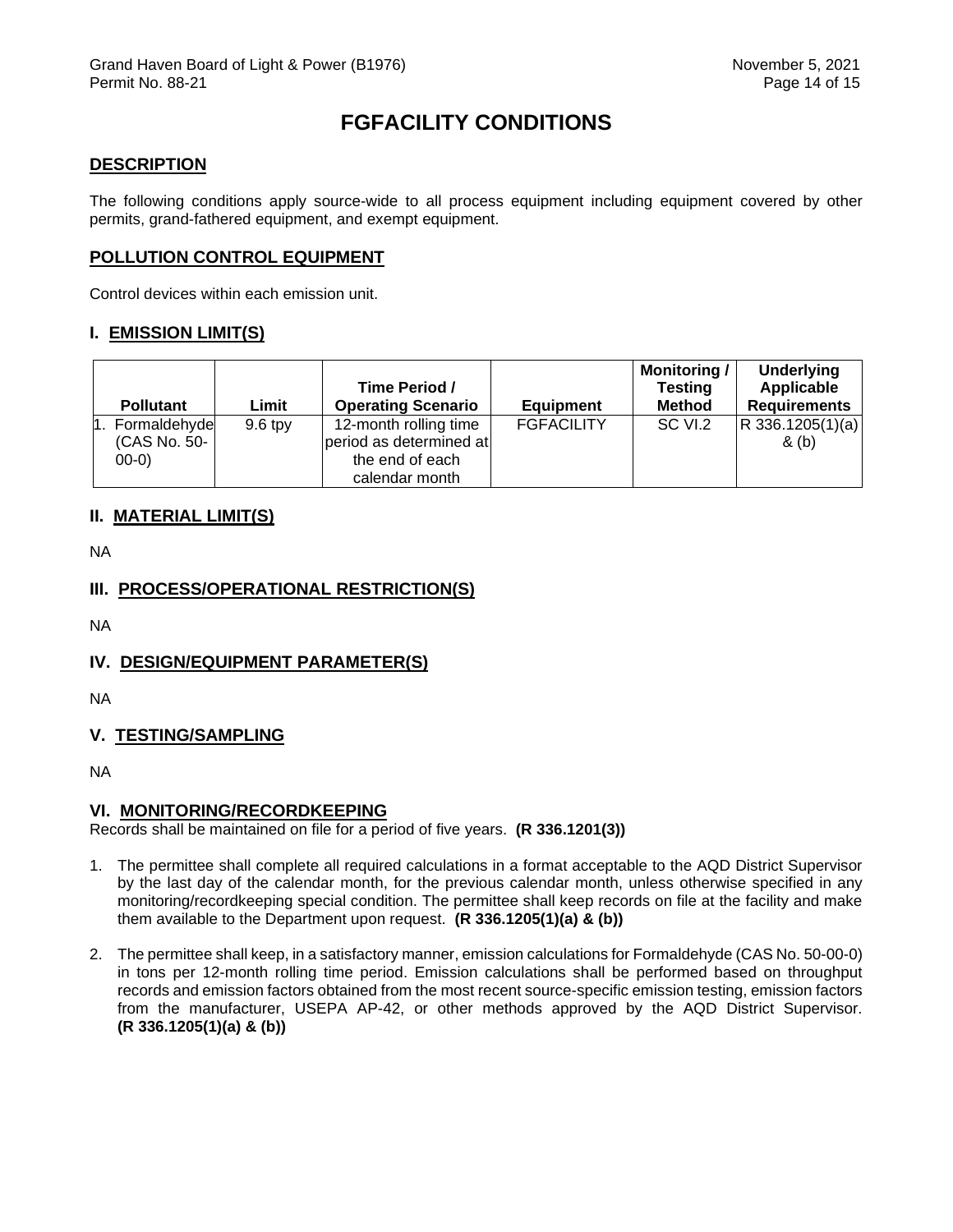# FGFACILITY CONDITIONS

## DESCRIPTION

The following conditions apply source-wide to all process equipment including equipment covered by other permits, grand-fathered equipment, and exempt equipment.

## POLLUTION CONTROL EQUIPMENT

Control devices within each emission unit.

## I. EMISSION LIMIT(S)

| Pollutant | Limit | Time Period / Operating Scenario | Equipment | Monitoring / Testing Method | Underlying Applicable Requirements |
|---|---|---|---|---|---|
| 1. Formaldehyde (CAS No. 50-00-0) | 9.6 tpy | 12-month rolling time period as determined at the end of each calendar month | FGFACILITY | SC VI.2 | R 336.1205(1)(a) & (b) |

## II. MATERIAL LIMIT(S)

NA

## III. PROCESS/OPERATIONAL RESTRICTION(S)

NA

## IV. DESIGN/EQUIPMENT PARAMETER(S)

NA

## V. TESTING/SAMPLING

NA

## VI. MONITORING/RECORDKEEPING

Records shall be maintained on file for a period of five years. **(R 336.1201(3))**

1. The permittee shall complete all required calculations in a format acceptable to the AQD District Supervisor by the last day of the calendar month, for the previous calendar month, unless otherwise specified in any monitoring/recordkeeping special condition. The permittee shall keep records on file at the facility and make them available to the Department upon request. **(R 336.1205(1)(a) & (b))**

2. The permittee shall keep, in a satisfactory manner, emission calculations for Formaldehyde (CAS No. 50-00-0) in tons per 12-month rolling time period. Emission calculations shall be performed based on throughput records and emission factors obtained from the most recent source-specific emission testing, emission factors from the manufacturer, USEPA AP-42, or other methods approved by the AQD District Supervisor. **(R 336.1205(1)(a) & (b))**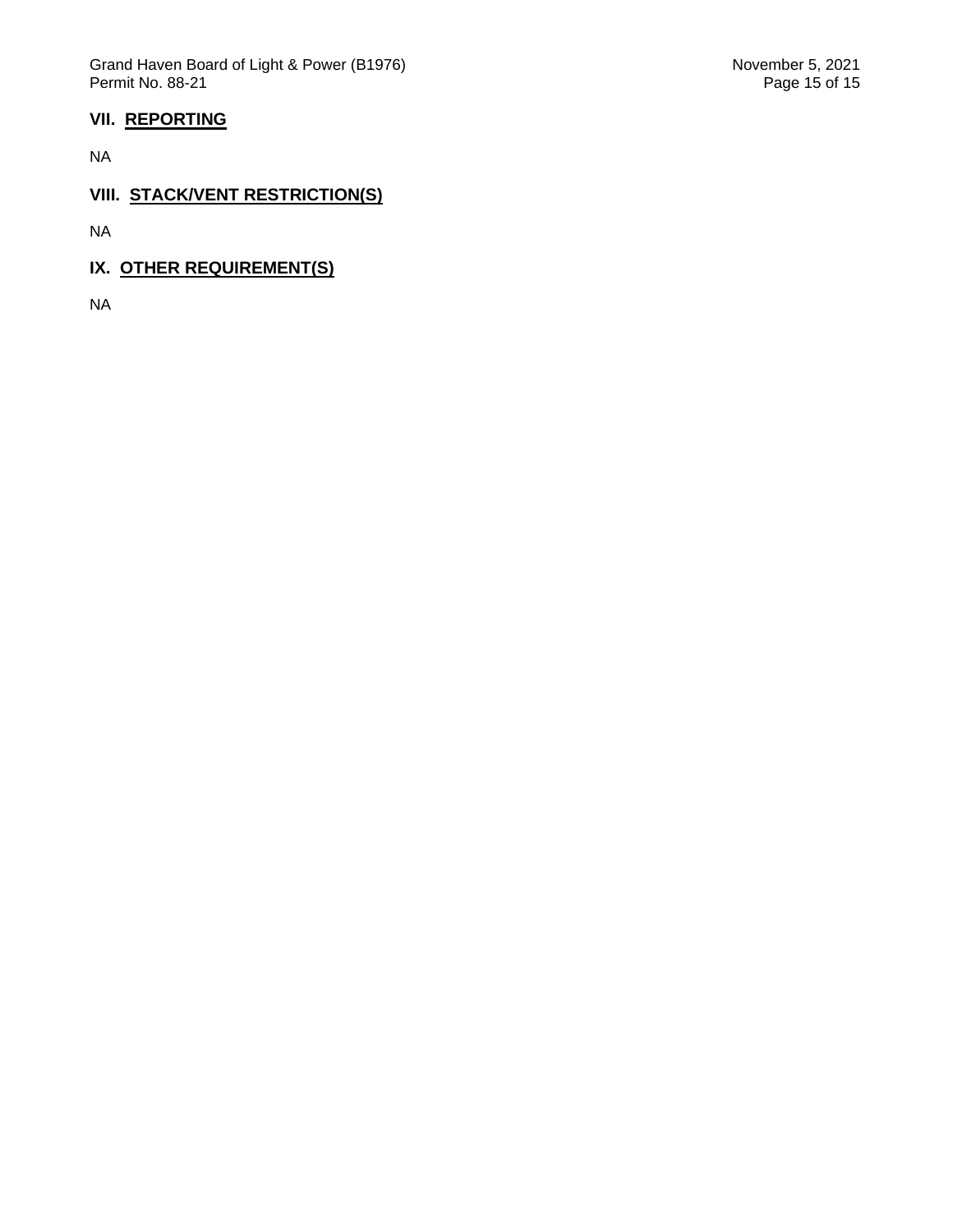## VII. REPORTING

NA

## VIII. STACK/VENT RESTRICTION(S)

NA

## IX. OTHER REQUIREMENT(S)

NA